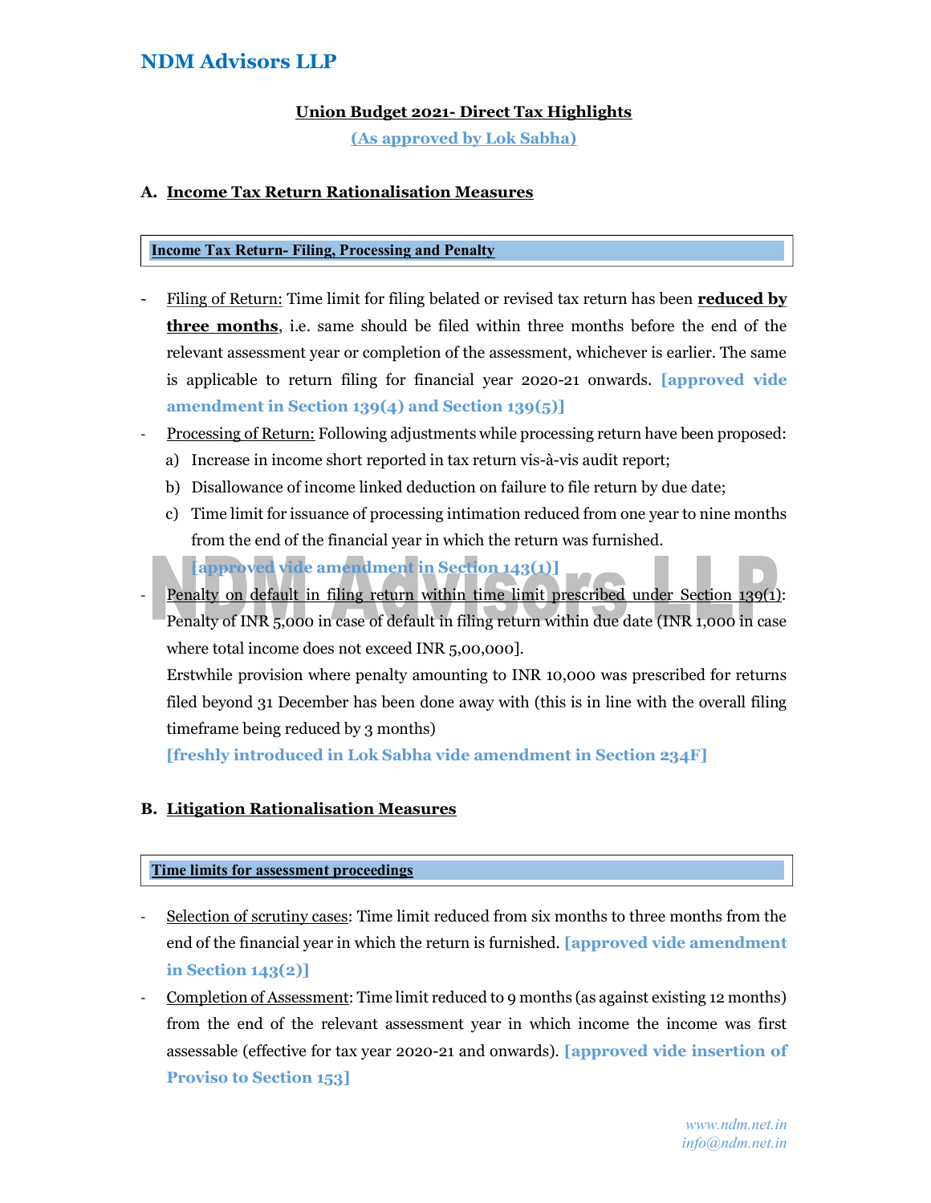# NDM Advisors LLP

## Union Budget 2021- Direct Tax Highlights

**(As approved by Lok Sabha)**

## A. Income Tax Return Rationalisation Measures

### Income Tax Return- Filing, Processing and Penalty

- Filing of Return: Time limit for filing belated or revised tax return has been **reduced by three months**, i.e. same should be filed within three months before the end of the relevant assessment year or completion of the assessment, whichever is earlier. The same is applicable to return filing for financial year 2020-21 onwards. **[approved vide amendment in Section 139(4) and Section 139(5)]**
- Processing of Return: Following adjustments while processing return have been proposed:
  a) Increase in income short reported in tax return vis-à-vis audit report;
  b) Disallowance of income linked deduction on failure to file return by due date;
  c) Time limit for issuance of processing intimation reduced from one year to nine months from the end of the financial year in which the return was furnished.

  **[approved vide amendment in Section 143(1)]**
- Penalty on default in filing return within time limit prescribed under Section 139(1): Penalty of INR 5,000 in case of default in filing return within due date (INR 1,000 in case where total income does not exceed INR 5,00,000].

  Erstwhile provision where penalty amounting to INR 10,000 was prescribed for returns filed beyond 31 December has been done away with (this is in line with the overall filing timeframe being reduced by 3 months)

  **[freshly introduced in Lok Sabha vide amendment in Section 234F]**

## B. Litigation Rationalisation Measures

### Time limits for assessment proceedings

- Selection of scrutiny cases: Time limit reduced from six months to three months from the end of the financial year in which the return is furnished. **[approved vide amendment in Section 143(2)]**
- Completion of Assessment: Time limit reduced to 9 months (as against existing 12 months) from the end of the relevant assessment year in which income the income was first assessable (effective for tax year 2020-21 and onwards). **[approved vide insertion of Proviso to Section 153]**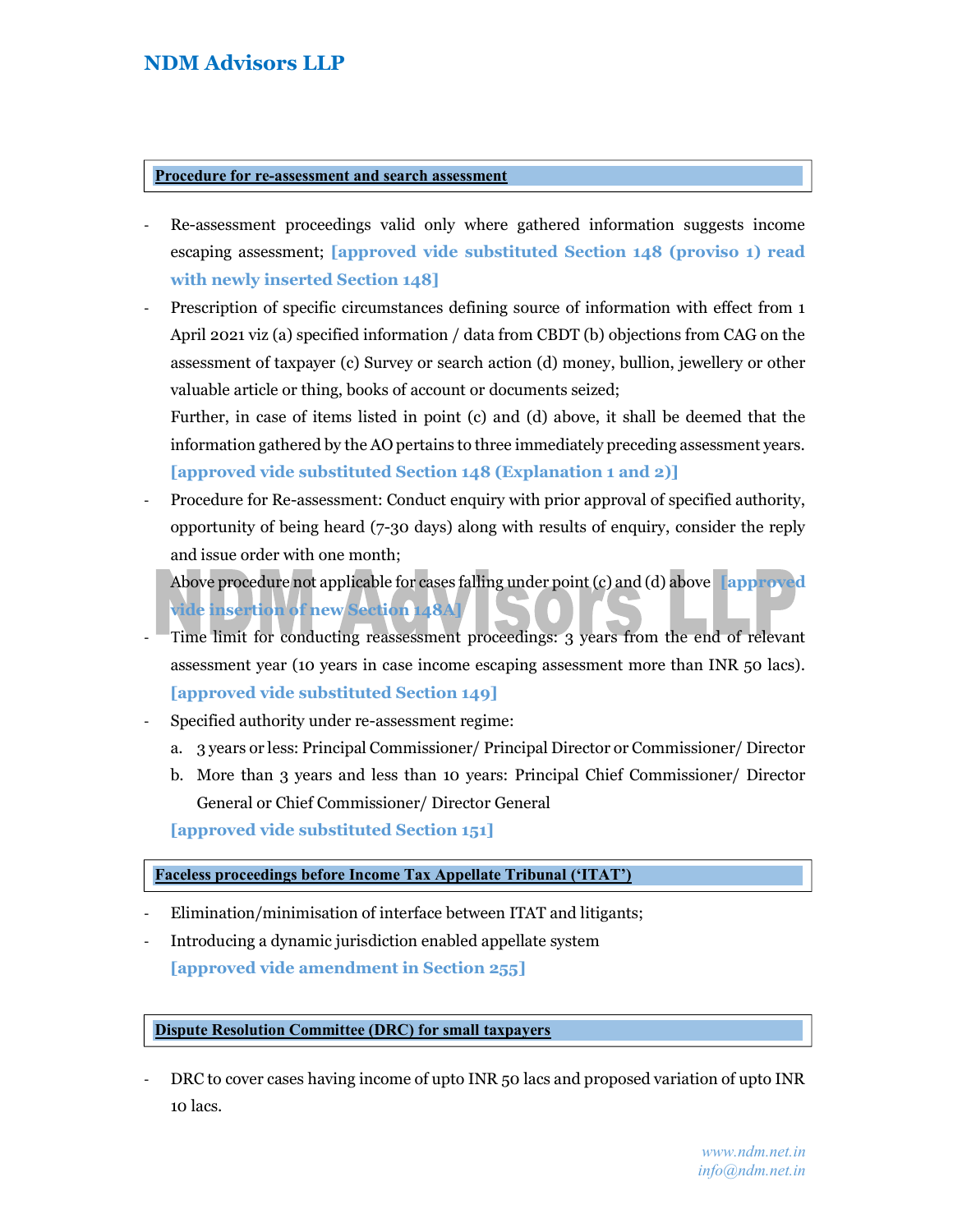## Procedure for re-assessment and search assessment

- Re-assessment proceedings valid only where gathered information suggests income escaping assessment; **[approved vide substituted Section 148 (proviso 1) read with newly inserted Section 148]**
- Prescription of specific circumstances defining source of information with effect from 1 April 2021 viz (a) specified information / data from CBDT (b) objections from CAG on the assessment of taxpayer (c) Survey or search action (d) money, bullion, jewellery or other valuable article or thing, books of account or documents seized;

  Further, in case of items listed in point (c) and (d) above, it shall be deemed that the information gathered by the AO pertains to three immediately preceding assessment years. **[approved vide substituted Section 148 (Explanation 1 and 2)]**
- Procedure for Re-assessment: Conduct enquiry with prior approval of specified authority, opportunity of being heard (7-30 days) along with results of enquiry, consider the reply and issue order with one month;

  Above procedure not applicable for cases falling under point (c) and (d) above **[approved vide insertion of new Section 148A]**
- Time limit for conducting reassessment proceedings: 3 years from the end of relevant assessment year (10 years in case income escaping assessment more than INR 50 lacs). **[approved vide substituted Section 149]**
- Specified authority under re-assessment regime:
  a. 3 years or less: Principal Commissioner/ Principal Director or Commissioner/ Director
  b. More than 3 years and less than 10 years: Principal Chief Commissioner/ Director General or Chief Commissioner/ Director General

  **[approved vide substituted Section 151]**

## Faceless proceedings before Income Tax Appellate Tribunal ('ITAT')

- Elimination/minimisation of interface between ITAT and litigants;
- Introducing a dynamic jurisdiction enabled appellate system

  **[approved vide amendment in Section 255]**

## Dispute Resolution Committee (DRC) for small taxpayers

- DRC to cover cases having income of upto INR 50 lacs and proposed variation of upto INR 10 lacs.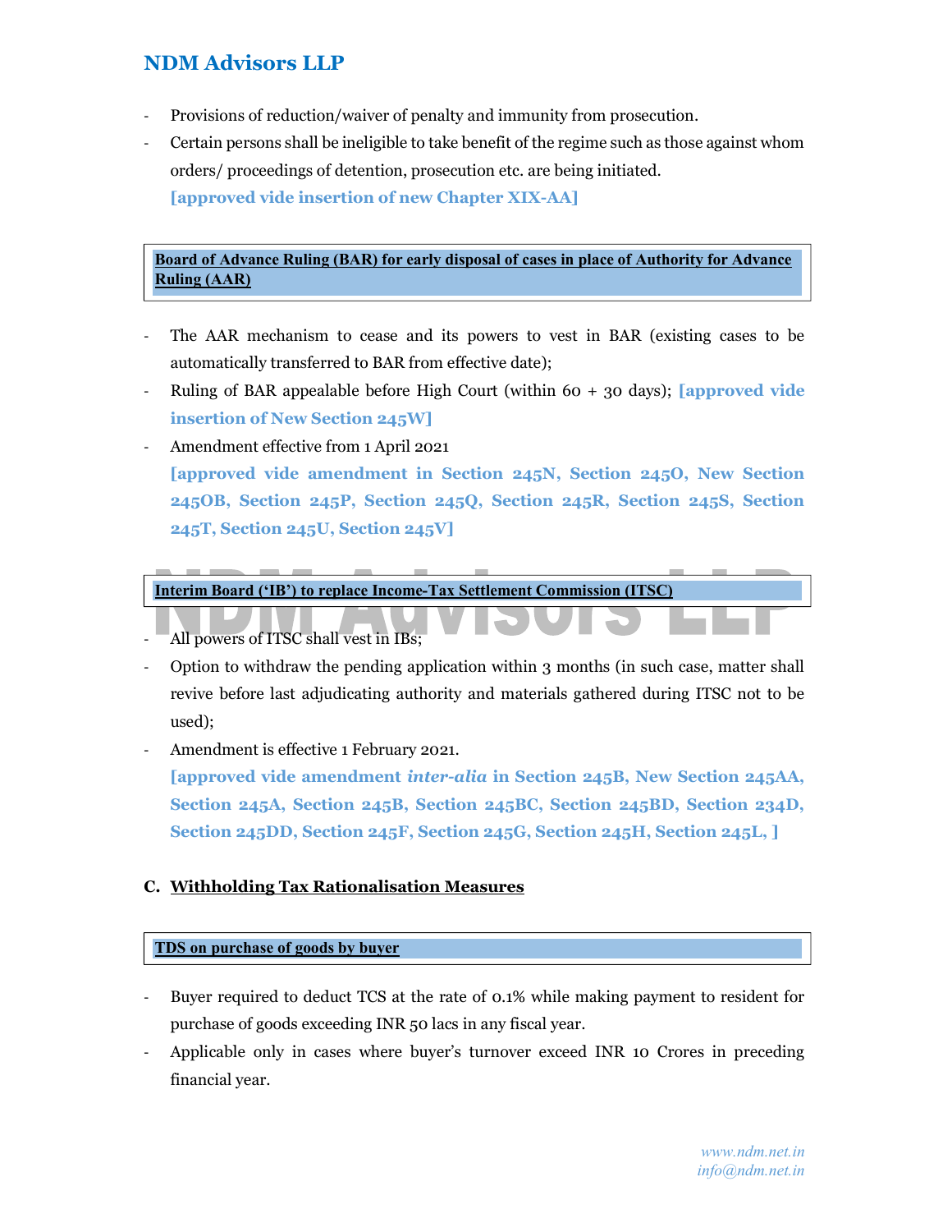- Provisions of reduction/waiver of penalty and immunity from prosecution.
- Certain persons shall be ineligible to take benefit of the regime such as those against whom orders/ proceedings of detention, prosecution etc. are being initiated.
  **[approved vide insertion of new Chapter XIX-AA]**

**Board of Advance Ruling (BAR) for early disposal of cases in place of Authority for Advance Ruling (AAR)**

- The AAR mechanism to cease and its powers to vest in BAR (existing cases to be automatically transferred to BAR from effective date);
- Ruling of BAR appealable before High Court (within 60 + 30 days); **[approved vide insertion of New Section 245W]**
- Amendment effective from 1 April 2021
  **[approved vide amendment in Section 245N, Section 245O, New Section 245OB, Section 245P, Section 245Q, Section 245R, Section 245S, Section 245T, Section 245U, Section 245V]**

**Interim Board ('IB') to replace Income-Tax Settlement Commission (ITSC)**

- All powers of ITSC shall vest in IBs;
- Option to withdraw the pending application within 3 months (in such case, matter shall revive before last adjudicating authority and materials gathered during ITSC not to be used);
- Amendment is effective 1 February 2021.
  **[approved vide amendment *inter-alia* in Section 245B, New Section 245AA, Section 245A, Section 245B, Section 245BC, Section 245BD, Section 234D, Section 245DD, Section 245F, Section 245G, Section 245H, Section 245L, ]**

## C. Withholding Tax Rationalisation Measures

**TDS on purchase of goods by buyer**

- Buyer required to deduct TCS at the rate of 0.1% while making payment to resident for purchase of goods exceeding INR 50 lacs in any fiscal year.
- Applicable only in cases where buyer's turnover exceed INR 10 Crores in preceding financial year.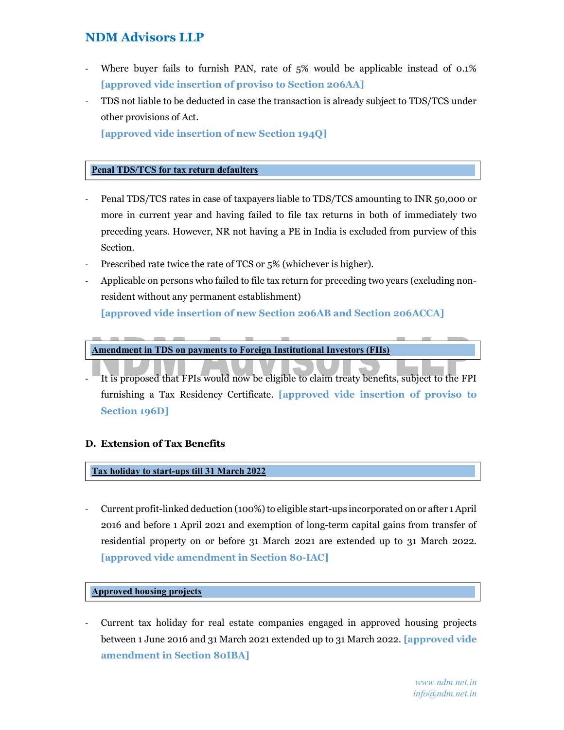- Where buyer fails to furnish PAN, rate of 5% would be applicable instead of 0.1% **[approved vide insertion of proviso to Section 206AA]**
- TDS not liable to be deducted in case the transaction is already subject to TDS/TCS under other provisions of Act.

  **[approved vide insertion of new Section 194Q]**

**Penal TDS/TCS for tax return defaulters**

- Penal TDS/TCS rates in case of taxpayers liable to TDS/TCS amounting to INR 50,000 or more in current year and having failed to file tax returns in both of immediately two preceding years. However, NR not having a PE in India is excluded from purview of this Section.
- Prescribed rate twice the rate of TCS or 5% (whichever is higher).
- Applicable on persons who failed to file tax return for preceding two years (excluding non-resident without any permanent establishment)

  **[approved vide insertion of new Section 206AB and Section 206ACCA]**

**Amendment in TDS on payments to Foreign Institutional Investors (FIIs)**

- It is proposed that FPIs would now be eligible to claim treaty benefits, subject to the FPI furnishing a Tax Residency Certificate. **[approved vide insertion of proviso to Section 196D]**

## D. Extension of Tax Benefits

**Tax holiday to start-ups till 31 March 2022**

- Current profit-linked deduction (100%) to eligible start-ups incorporated on or after 1 April 2016 and before 1 April 2021 and exemption of long-term capital gains from transfer of residential property on or before 31 March 2021 are extended up to 31 March 2022. **[approved vide amendment in Section 80-IAC]**

**Approved housing projects**

- Current tax holiday for real estate companies engaged in approved housing projects between 1 June 2016 and 31 March 2021 extended up to 31 March 2022. **[approved vide amendment in Section 80IBA]**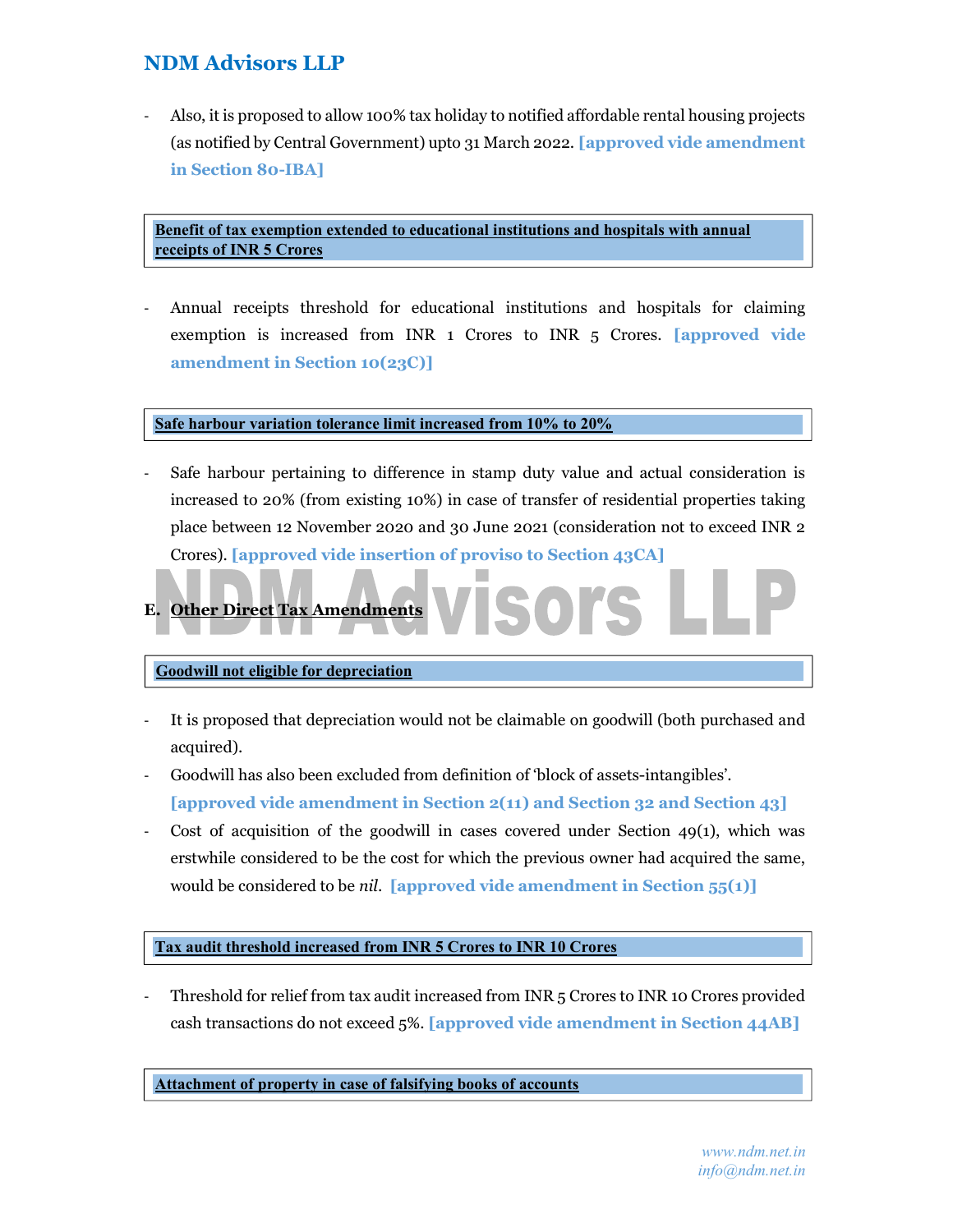- Also, it is proposed to allow 100% tax holiday to notified affordable rental housing projects (as notified by Central Government) upto 31 March 2022. **[approved vide amendment in Section 80-IBA]**

**Benefit of tax exemption extended to educational institutions and hospitals with annual receipts of INR 5 Crores**

- Annual receipts threshold for educational institutions and hospitals for claiming exemption is increased from INR 1 Crores to INR 5 Crores. **[approved vide amendment in Section 10(23C)]**

**Safe harbour variation tolerance limit increased from 10% to 20%**

- Safe harbour pertaining to difference in stamp duty value and actual consideration is increased to 20% (from existing 10%) in case of transfer of residential properties taking place between 12 November 2020 and 30 June 2021 (consideration not to exceed INR 2 Crores). **[approved vide insertion of proviso to Section 43CA]**

## E. Other Direct Tax Amendments

**Goodwill not eligible for depreciation**

- It is proposed that depreciation would not be claimable on goodwill (both purchased and acquired).
- Goodwill has also been excluded from definition of 'block of assets-intangibles'. **[approved vide amendment in Section 2(11) and Section 32 and Section 43]**
- Cost of acquisition of the goodwill in cases covered under Section 49(1), which was erstwhile considered to be the cost for which the previous owner had acquired the same, would be considered to be *nil*. **[approved vide amendment in Section 55(1)]**

**Tax audit threshold increased from INR 5 Crores to INR 10 Crores**

- Threshold for relief from tax audit increased from INR 5 Crores to INR 10 Crores provided cash transactions do not exceed 5%. **[approved vide amendment in Section 44AB]**

**Attachment of property in case of falsifying books of accounts**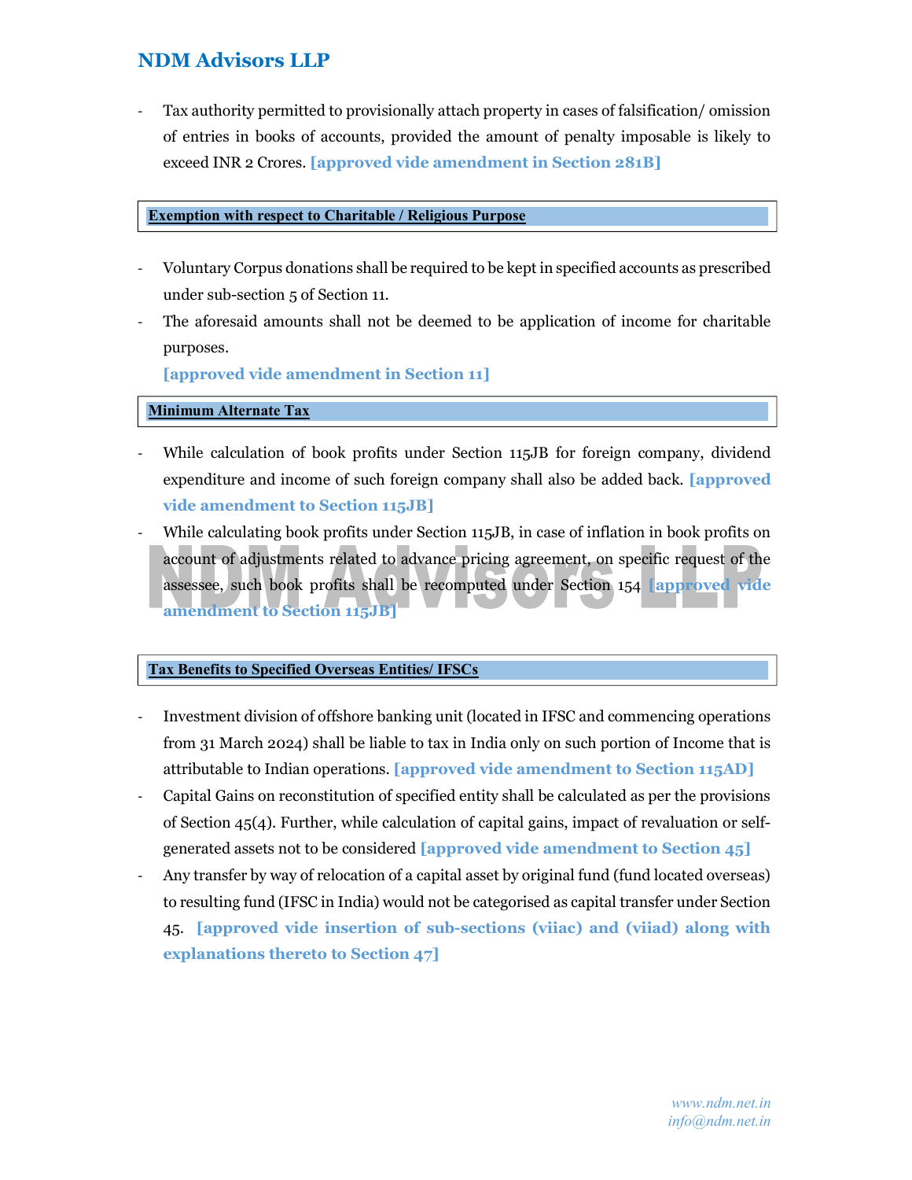- Tax authority permitted to provisionally attach property in cases of falsification/ omission of entries in books of accounts, provided the amount of penalty imposable is likely to exceed INR 2 Crores. **[approved vide amendment in Section 281B]**

## Exemption with respect to Charitable / Religious Purpose

- Voluntary Corpus donations shall be required to be kept in specified accounts as prescribed under sub-section 5 of Section 11.
- The aforesaid amounts shall not be deemed to be application of income for charitable purposes.

  **[approved vide amendment in Section 11]**

## Minimum Alternate Tax

- While calculation of book profits under Section 115JB for foreign company, dividend expenditure and income of such foreign company shall also be added back. **[approved vide amendment to Section 115JB]**
- While calculating book profits under Section 115JB, in case of inflation in book profits on account of adjustments related to advance pricing agreement, on specific request of the assessee, such book profits shall be recomputed under Section 154 **[approved vide amendment to Section 115JB]**

## Tax Benefits to Specified Overseas Entities/ IFSCs

- Investment division of offshore banking unit (located in IFSC and commencing operations from 31 March 2024) shall be liable to tax in India only on such portion of Income that is attributable to Indian operations. **[approved vide amendment to Section 115AD]**
- Capital Gains on reconstitution of specified entity shall be calculated as per the provisions of Section 45(4). Further, while calculation of capital gains, impact of revaluation or self-generated assets not to be considered **[approved vide amendment to Section 45]**
- Any transfer by way of relocation of a capital asset by original fund (fund located overseas) to resulting fund (IFSC in India) would not be categorised as capital transfer under Section 45. **[approved vide insertion of sub-sections (viiac) and (viiad) along with explanations thereto to Section 47]**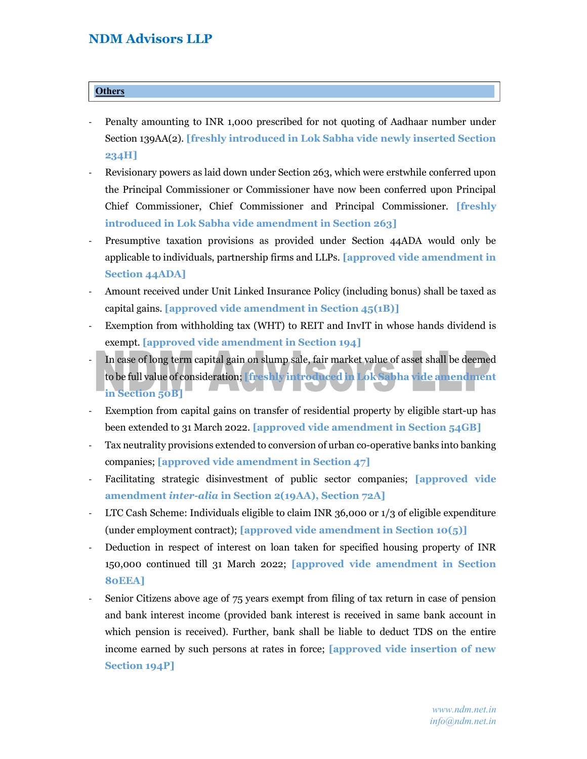## Others

- Penalty amounting to INR 1,000 prescribed for not quoting of Aadhaar number under Section 139AA(2). **[freshly introduced in Lok Sabha vide newly inserted Section 234H]**
- Revisionary powers as laid down under Section 263, which were erstwhile conferred upon the Principal Commissioner or Commissioner have now been conferred upon Principal Chief Commissioner, Chief Commissioner and Principal Commissioner. **[freshly introduced in Lok Sabha vide amendment in Section 263]**
- Presumptive taxation provisions as provided under Section 44ADA would only be applicable to individuals, partnership firms and LLPs. **[approved vide amendment in Section 44ADA]**
- Amount received under Unit Linked Insurance Policy (including bonus) shall be taxed as capital gains. **[approved vide amendment in Section 45(1B)]**
- Exemption from withholding tax (WHT) to REIT and InvIT in whose hands dividend is exempt. **[approved vide amendment in Section 194]**
- In case of long term capital gain on slump sale, fair market value of asset shall be deemed to be full value of consideration; **[freshly introduced in Lok Sabha vide amendment in Section 50B]**
- Exemption from capital gains on transfer of residential property by eligible start-up has been extended to 31 March 2022. **[approved vide amendment in Section 54GB]**
- Tax neutrality provisions extended to conversion of urban co-operative banks into banking companies; **[approved vide amendment in Section 47]**
- Facilitating strategic disinvestment of public sector companies; **[approved vide amendment *inter-alia* in Section 2(19AA), Section 72A]**
- LTC Cash Scheme: Individuals eligible to claim INR 36,000 or 1/3 of eligible expenditure (under employment contract); **[approved vide amendment in Section 10(5)]**
- Deduction in respect of interest on loan taken for specified housing property of INR 150,000 continued till 31 March 2022; **[approved vide amendment in Section 80EEA]**
- Senior Citizens above age of 75 years exempt from filing of tax return in case of pension and bank interest income (provided bank interest is received in same bank account in which pension is received). Further, bank shall be liable to deduct TDS on the entire income earned by such persons at rates in force; **[approved vide insertion of new Section 194P]**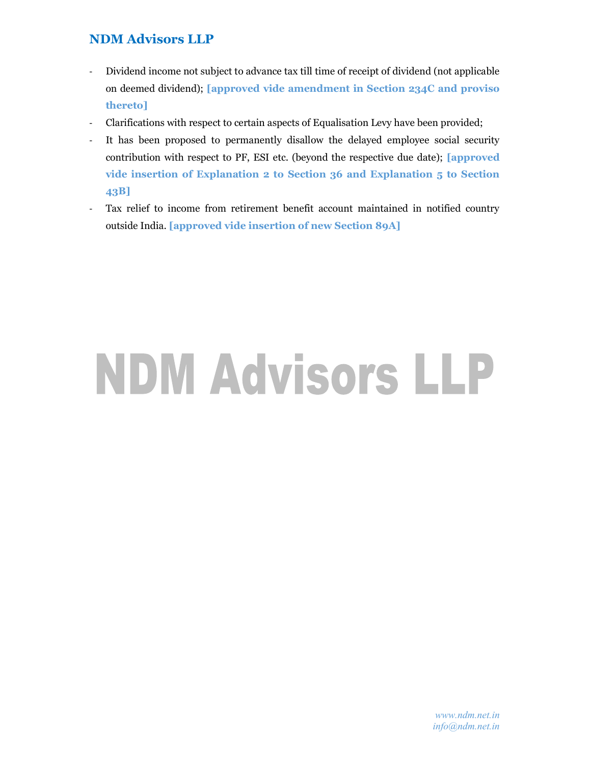- Dividend income not subject to advance tax till time of receipt of dividend (not applicable on deemed dividend); **[approved vide amendment in Section 234C and proviso thereto]**
- Clarifications with respect to certain aspects of Equalisation Levy have been provided;
- It has been proposed to permanently disallow the delayed employee social security contribution with respect to PF, ESI etc. (beyond the respective due date); **[approved vide insertion of Explanation 2 to Section 36 and Explanation 5 to Section 43B]**
- Tax relief to income from retirement benefit account maintained in notified country outside India. **[approved vide insertion of new Section 89A]**